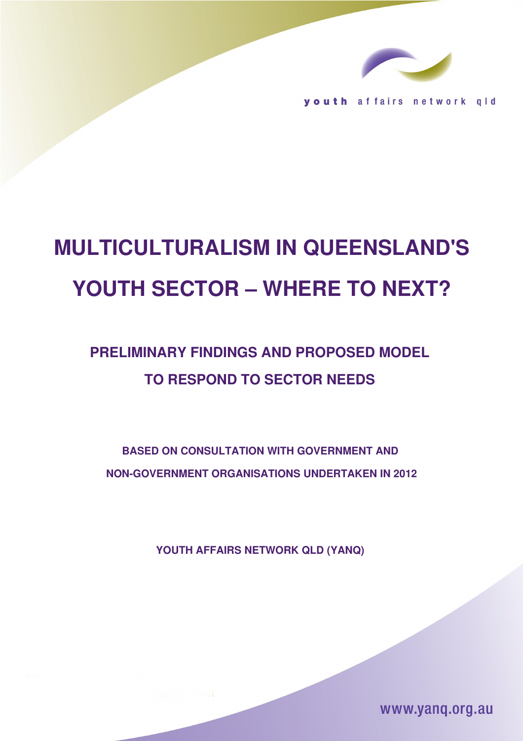youth affairs network qld

# MULTICULTURALISM IN QUEENSLAND'S YOUTH SECTOR – WHERE TO NEXT?

## PRELIMINARY FINDINGS AND PROPOSED MODEL TO RESPOND TO SECTOR NEEDS

**BASED ON CONSULTATION WITH GOVERNMENT AND NON-GOVERNMENT ORGANISATIONS UNDERTAKEN IN 2012**

**YOUTH AFFAIRS NETWORK QLD (YANQ)**

www.yanq.org.au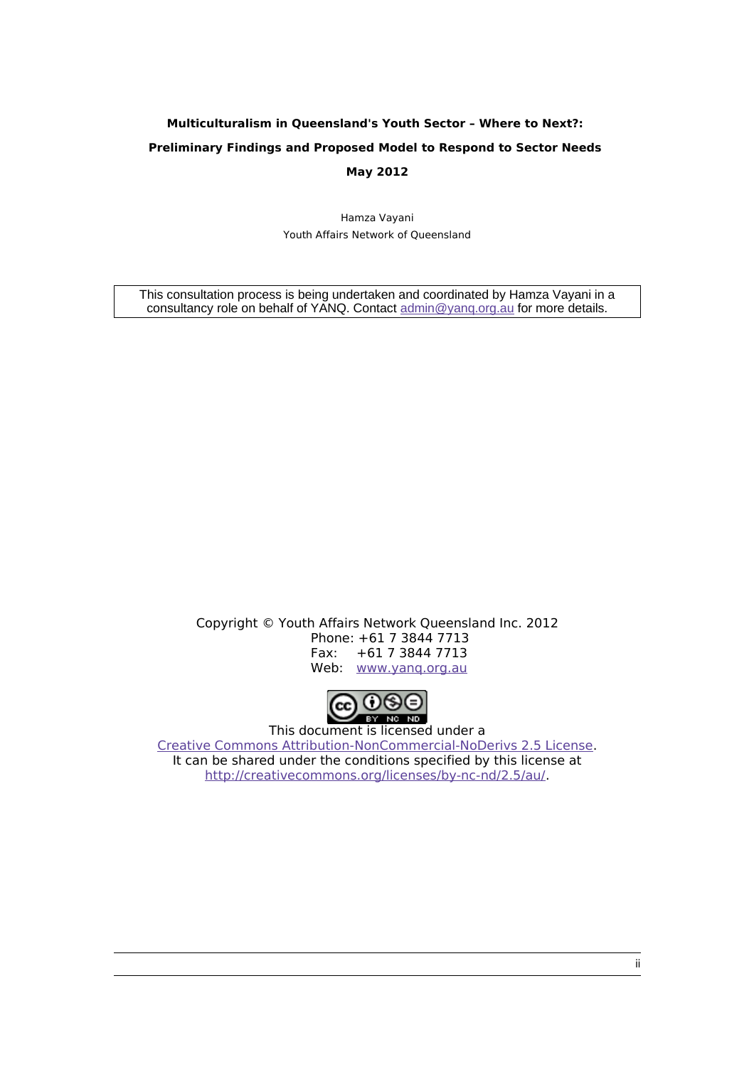**Multiculturalism in Queensland's Youth Sector – Where to Next?:**

**Preliminary Findings and Proposed Model to Respond to Sector Needs**

**May 2012**

Hamza Vayani

Youth Affairs Network of Queensland

This consultation process is being undertaken and coordinated by Hamza Vayani in a consultancy role on behalf of YANQ. Contact admin@yanq.org.au for more details.

Copyright © Youth Affairs Network Queensland Inc. 2012

Phone: +61 7 3844 7713

Fax: +61 7 3844 7713

Web: www.yanq.org.au

This document is licensed under a

Creative Commons Attribution-NonCommercial-NoDerivs 2.5 License.

It can be shared under the conditions specified by this license at http://creativecommons.org/licenses/by-nc-nd/2.5/au/.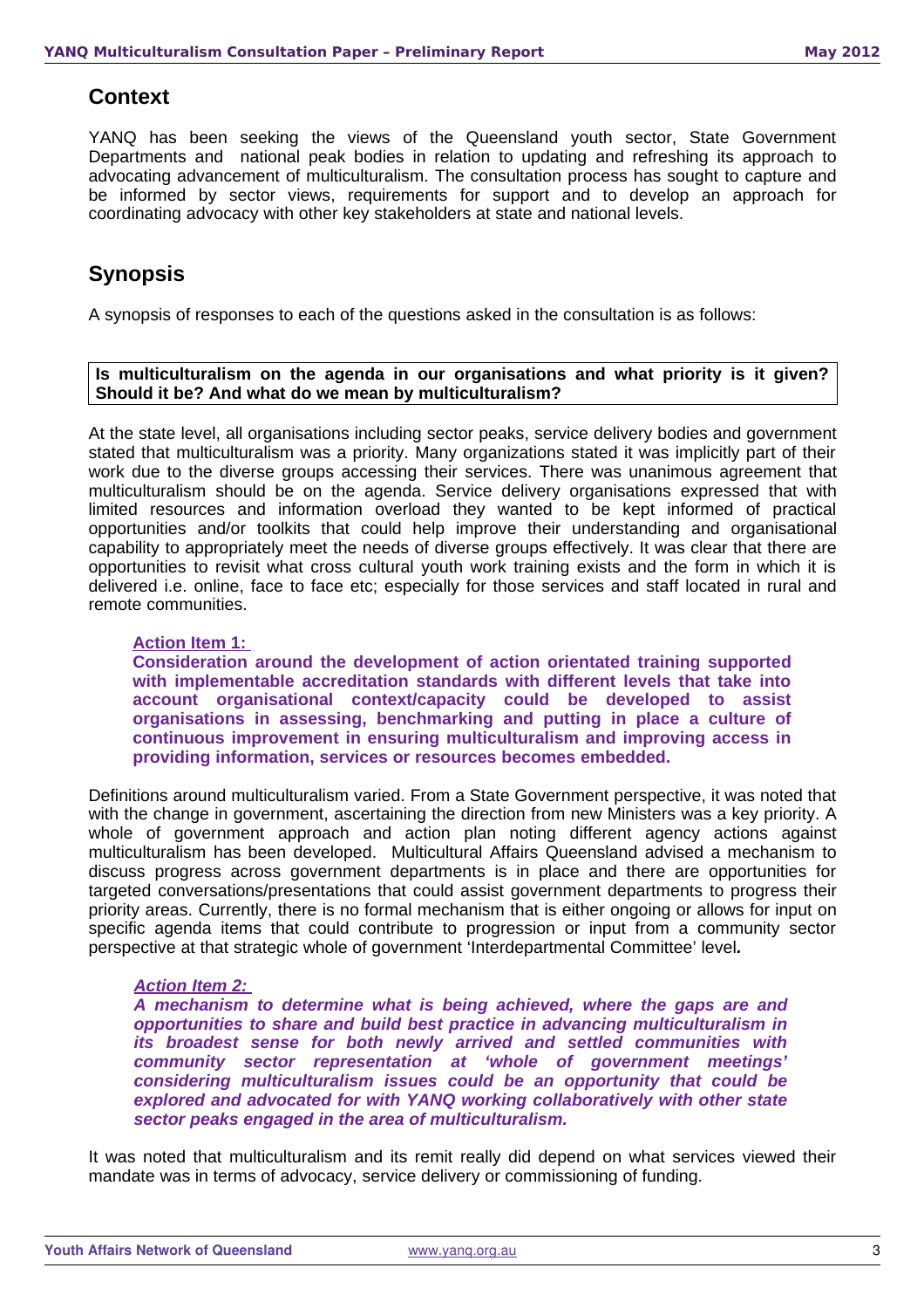## Context

YANQ has been seeking the views of the Queensland youth sector, State Government Departments and national peak bodies in relation to updating and refreshing its approach to advocating advancement of multiculturalism. The consultation process has sought to capture and be informed by sector views, requirements for support and to develop an approach for coordinating advocacy with other key stakeholders at state and national levels.

## Synopsis

A synopsis of responses to each of the questions asked in the consultation is as follows:

**Is multiculturalism on the agenda in our organisations and what priority is it given? Should it be? And what do we mean by multiculturalism?**

At the state level, all organisations including sector peaks, service delivery bodies and government stated that multiculturalism was a priority. Many organizations stated it was implicitly part of their work due to the diverse groups accessing their services. There was unanimous agreement that multiculturalism should be on the agenda. Service delivery organisations expressed that with limited resources and information overload they wanted to be kept informed of practical opportunities and/or toolkits that could help improve their understanding and organisational capability to appropriately meet the needs of diverse groups effectively. It was clear that there are opportunities to revisit what cross cultural youth work training exists and the form in which it is delivered i.e. online, face to face etc; especially for those services and staff located in rural and remote communities.

> **Action Item 1:**
> **Consideration around the development of action orientated training supported with implementable accreditation standards with different levels that take into account organisational context/capacity could be developed to assist organisations in assessing, benchmarking and putting in place a culture of continuous improvement in ensuring multiculturalism and improving access in providing information, services or resources becomes embedded.**

Definitions around multiculturalism varied. From a State Government perspective, it was noted that with the change in government, ascertaining the direction from new Ministers was a key priority. A whole of government approach and action plan noting different agency actions against multiculturalism has been developed. Multicultural Affairs Queensland advised a mechanism to discuss progress across government departments is in place and there are opportunities for targeted conversations/presentations that could assist government departments to progress their priority areas. Currently, there is no formal mechanism that is either ongoing or allows for input on specific agenda items that could contribute to progression or input from a community sector perspective at that strategic whole of government 'Interdepartmental Committee' level.

> ***Action Item 2:***
> ***A mechanism to determine what is being achieved, where the gaps are and opportunities to share and build best practice in advancing multiculturalism in its broadest sense for both newly arrived and settled communities with community sector representation at 'whole of government meetings' considering multiculturalism issues could be an opportunity that could be explored and advocated for with YANQ working collaboratively with other state sector peaks engaged in the area of multiculturalism.***

It was noted that multiculturalism and its remit really did depend on what services viewed their mandate was in terms of advocacy, service delivery or commissioning of funding.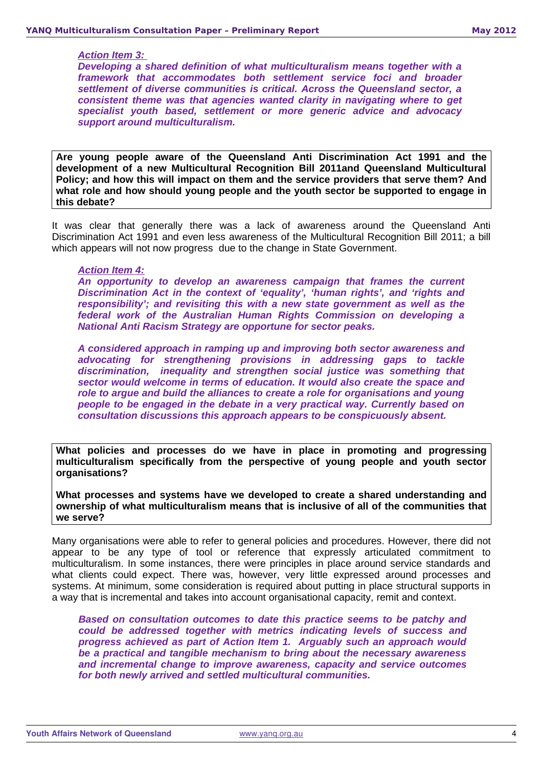***Action Item 3:***

***Developing a shared definition of what multiculturalism means together with a framework that accommodates both settlement service foci and broader settlement of diverse communities is critical. Across the Queensland sector, a consistent theme was that agencies wanted clarity in navigating where to get specialist youth based, settlement or more generic advice and advocacy support around multiculturalism.***

**Are young people aware of the Queensland Anti Discrimination Act 1991 and the development of a new Multicultural Recognition Bill 2011and Queensland Multicultural Policy; and how this will impact on them and the service providers that serve them? And what role and how should young people and the youth sector be supported to engage in this debate?**

It was clear that generally there was a lack of awareness around the Queensland Anti Discrimination Act 1991 and even less awareness of the Multicultural Recognition Bill 2011; a bill which appears will not now progress due to the change in State Government.

***Action Item 4:***

***An opportunity to develop an awareness campaign that frames the current Discrimination Act in the context of 'equality', 'human rights', and 'rights and responsibility'; and revisiting this with a new state government as well as the federal work of the Australian Human Rights Commission on developing a National Anti Racism Strategy are opportune for sector peaks.***

***A considered approach in ramping up and improving both sector awareness and advocating for strengthening provisions in addressing gaps to tackle discrimination, inequality and strengthen social justice was something that sector would welcome in terms of education. It would also create the space and role to argue and build the alliances to create a role for organisations and young people to be engaged in the debate in a very practical way. Currently based on consultation discussions this approach appears to be conspicuously absent.***

**What policies and processes do we have in place in promoting and progressing multiculturalism specifically from the perspective of young people and youth sector organisations?**

**What processes and systems have we developed to create a shared understanding and ownership of what multiculturalism means that is inclusive of all of the communities that we serve?**

Many organisations were able to refer to general policies and procedures. However, there did not appear to be any type of tool or reference that expressly articulated commitment to multiculturalism. In some instances, there were principles in place around service standards and what clients could expect. There was, however, very little expressed around processes and systems. At minimum, some consideration is required about putting in place structural supports in a way that is incremental and takes into account organisational capacity, remit and context.

***Based on consultation outcomes to date this practice seems to be patchy and could be addressed together with metrics indicating levels of success and progress achieved as part of Action Item 1. Arguably such an approach would be a practical and tangible mechanism to bring about the necessary awareness and incremental change to improve awareness, capacity and service outcomes for both newly arrived and settled multicultural communities.***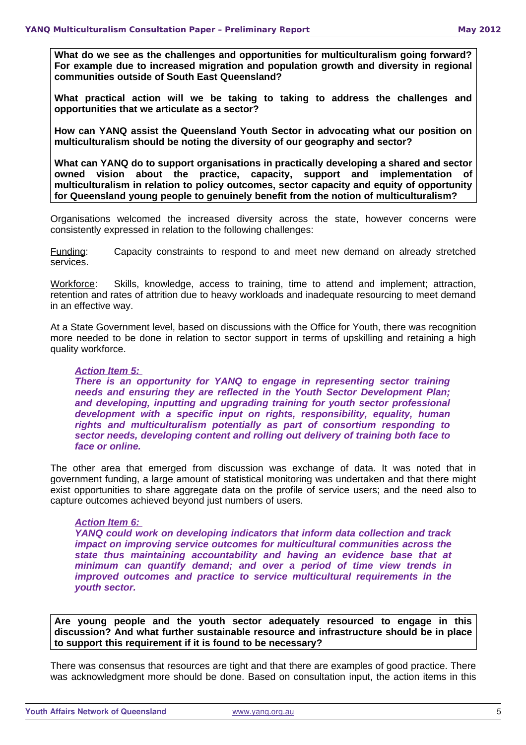**What do we see as the challenges and opportunities for multiculturalism going forward? For example due to increased migration and population growth and diversity in regional communities outside of South East Queensland?**

**What practical action will we be taking to taking to address the challenges and opportunities that we articulate as a sector?**

**How can YANQ assist the Queensland Youth Sector in advocating what our position on multiculturalism should be noting the diversity of our geography and sector?**

**What can YANQ do to support organisations in practically developing a shared and sector owned vision about the practice, capacity, support and implementation of multiculturalism in relation to policy outcomes, sector capacity and equity of opportunity for Queensland young people to genuinely benefit from the notion of multiculturalism?**

Organisations welcomed the increased diversity across the state, however concerns were consistently expressed in relation to the following challenges:

Funding: Capacity constraints to respond to and meet new demand on already stretched services.

Workforce: Skills, knowledge, access to training, time to attend and implement; attraction, retention and rates of attrition due to heavy workloads and inadequate resourcing to meet demand in an effective way.

At a State Government level, based on discussions with the Office for Youth, there was recognition more needed to be done in relation to sector support in terms of upskilling and retaining a high quality workforce.

***Action Item 5:***
***There is an opportunity for YANQ to engage in representing sector training needs and ensuring they are reflected in the Youth Sector Development Plan; and developing, inputting and upgrading training for youth sector professional development with a specific input on rights, responsibility, equality, human rights and multiculturalism potentially as part of consortium responding to sector needs, developing content and rolling out delivery of training both face to face or online.***

The other area that emerged from discussion was exchange of data. It was noted that in government funding, a large amount of statistical monitoring was undertaken and that there might exist opportunities to share aggregate data on the profile of service users; and the need also to capture outcomes achieved beyond just numbers of users.

***Action Item 6:***
***YANQ could work on developing indicators that inform data collection and track impact on improving service outcomes for multicultural communities across the state thus maintaining accountability and having an evidence base that at minimum can quantify demand; and over a period of time view trends in improved outcomes and practice to service multicultural requirements in the youth sector.***

**Are young people and the youth sector adequately resourced to engage in this discussion? And what further sustainable resource and infrastructure should be in place to support this requirement if it is found to be necessary?**

There was consensus that resources are tight and that there are examples of good practice. There was acknowledgment more should be done. Based on consultation input, the action items in this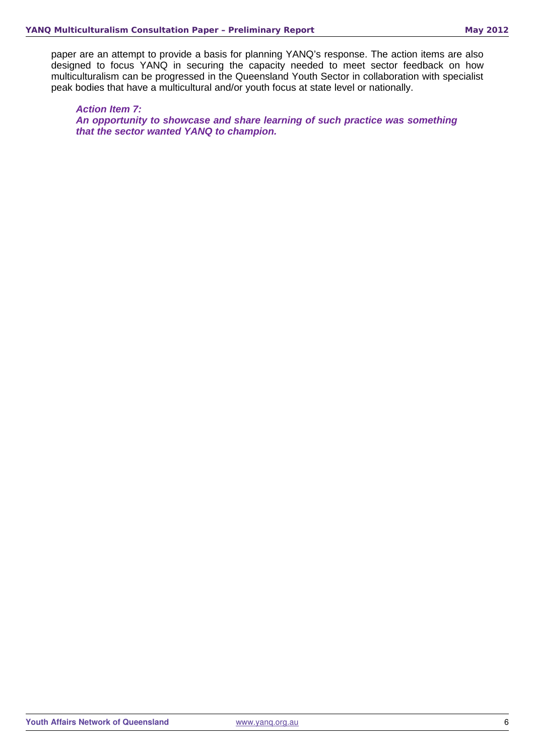paper are an attempt to provide a basis for planning YANQ's response. The action items are also designed to focus YANQ in securing the capacity needed to meet sector feedback on how multiculturalism can be progressed in the Queensland Youth Sector in collaboration with specialist peak bodies that have a multicultural and/or youth focus at state level or nationally.

***Action Item 7:***
***An opportunity to showcase and share learning of such practice was something that the sector wanted YANQ to champion.***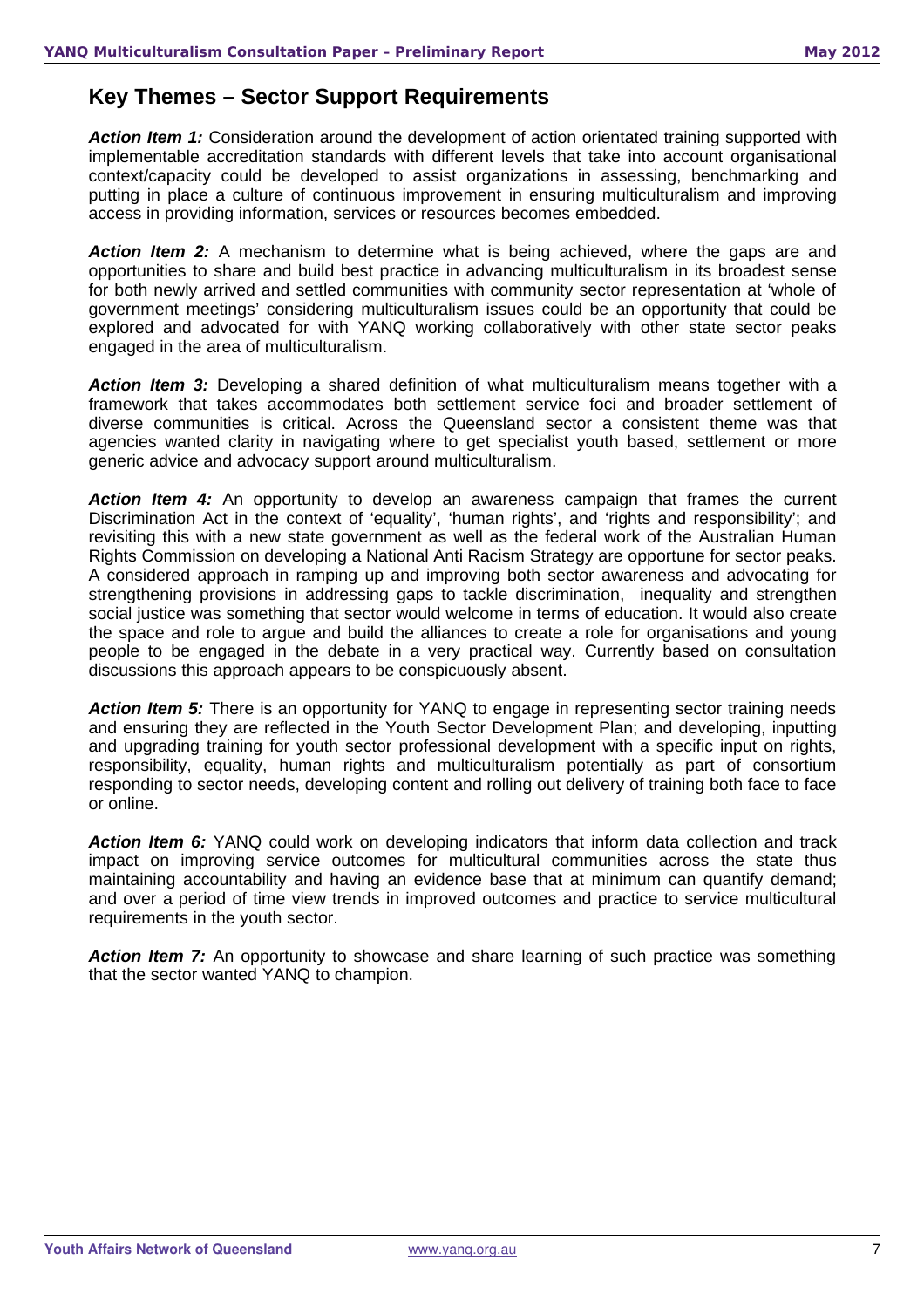## Key Themes – Sector Support Requirements

***Action Item 1:*** Consideration around the development of action orientated training supported with implementable accreditation standards with different levels that take into account organisational context/capacity could be developed to assist organizations in assessing, benchmarking and putting in place a culture of continuous improvement in ensuring multiculturalism and improving access in providing information, services or resources becomes embedded.

***Action Item 2:*** A mechanism to determine what is being achieved, where the gaps are and opportunities to share and build best practice in advancing multiculturalism in its broadest sense for both newly arrived and settled communities with community sector representation at 'whole of government meetings' considering multiculturalism issues could be an opportunity that could be explored and advocated for with YANQ working collaboratively with other state sector peaks engaged in the area of multiculturalism.

***Action Item 3:*** Developing a shared definition of what multiculturalism means together with a framework that takes accommodates both settlement service foci and broader settlement of diverse communities is critical. Across the Queensland sector a consistent theme was that agencies wanted clarity in navigating where to get specialist youth based, settlement or more generic advice and advocacy support around multiculturalism.

***Action Item 4:*** An opportunity to develop an awareness campaign that frames the current Discrimination Act in the context of 'equality', 'human rights', and 'rights and responsibility'; and revisiting this with a new state government as well as the federal work of the Australian Human Rights Commission on developing a National Anti Racism Strategy are opportune for sector peaks. A considered approach in ramping up and improving both sector awareness and advocating for strengthening provisions in addressing gaps to tackle discrimination, inequality and strengthen social justice was something that sector would welcome in terms of education. It would also create the space and role to argue and build the alliances to create a role for organisations and young people to be engaged in the debate in a very practical way. Currently based on consultation discussions this approach appears to be conspicuously absent.

***Action Item 5:*** There is an opportunity for YANQ to engage in representing sector training needs and ensuring they are reflected in the Youth Sector Development Plan; and developing, inputting and upgrading training for youth sector professional development with a specific input on rights, responsibility, equality, human rights and multiculturalism potentially as part of consortium responding to sector needs, developing content and rolling out delivery of training both face to face or online.

***Action Item 6:*** YANQ could work on developing indicators that inform data collection and track impact on improving service outcomes for multicultural communities across the state thus maintaining accountability and having an evidence base that at minimum can quantify demand; and over a period of time view trends in improved outcomes and practice to service multicultural requirements in the youth sector.

***Action Item 7:*** An opportunity to showcase and share learning of such practice was something that the sector wanted YANQ to champion.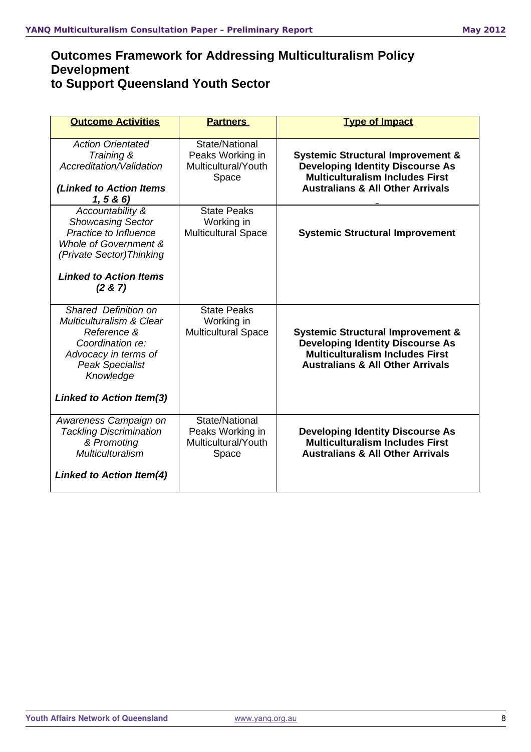## Outcomes Framework for Addressing Multiculturalism Policy Development to Support Queensland Youth Sector

| **Outcome Activities** | **Partners** | **Type of Impact** |
|---|---|---|
| *Action Orientated Training & Accreditation/Validation*<br><br>***(Linked to Action Items 1, 5 & 6)*** | State/National Peaks Working in Multicultural/Youth Space | **Systemic Structural Improvement & Developing Identity Discourse As Multiculturalism Includes First Australians & All Other Arrivals** |
| *Accountability & Showcasing Sector Practice to Influence Whole of Government & (Private Sector)Thinking*<br><br>***Linked to Action Items (2 & 7)*** | State Peaks Working in Multicultural Space | **Systemic Structural Improvement** |
| *Shared Definition on Multiculturalism & Clear Reference & Coordination re: Advocacy in terms of Peak Specialist Knowledge*<br><br>***Linked to Action Item(3)*** | State Peaks Working in Multicultural Space | **Systemic Structural Improvement & Developing Identity Discourse As Multiculturalism Includes First Australians & All Other Arrivals** |
| *Awareness Campaign on Tackling Discrimination & Promoting Multiculturalism*<br><br>***Linked to Action Item(4)*** | State/National Peaks Working in Multicultural/Youth Space | **Developing Identity Discourse As Multiculturalism Includes First Australians & All Other Arrivals** |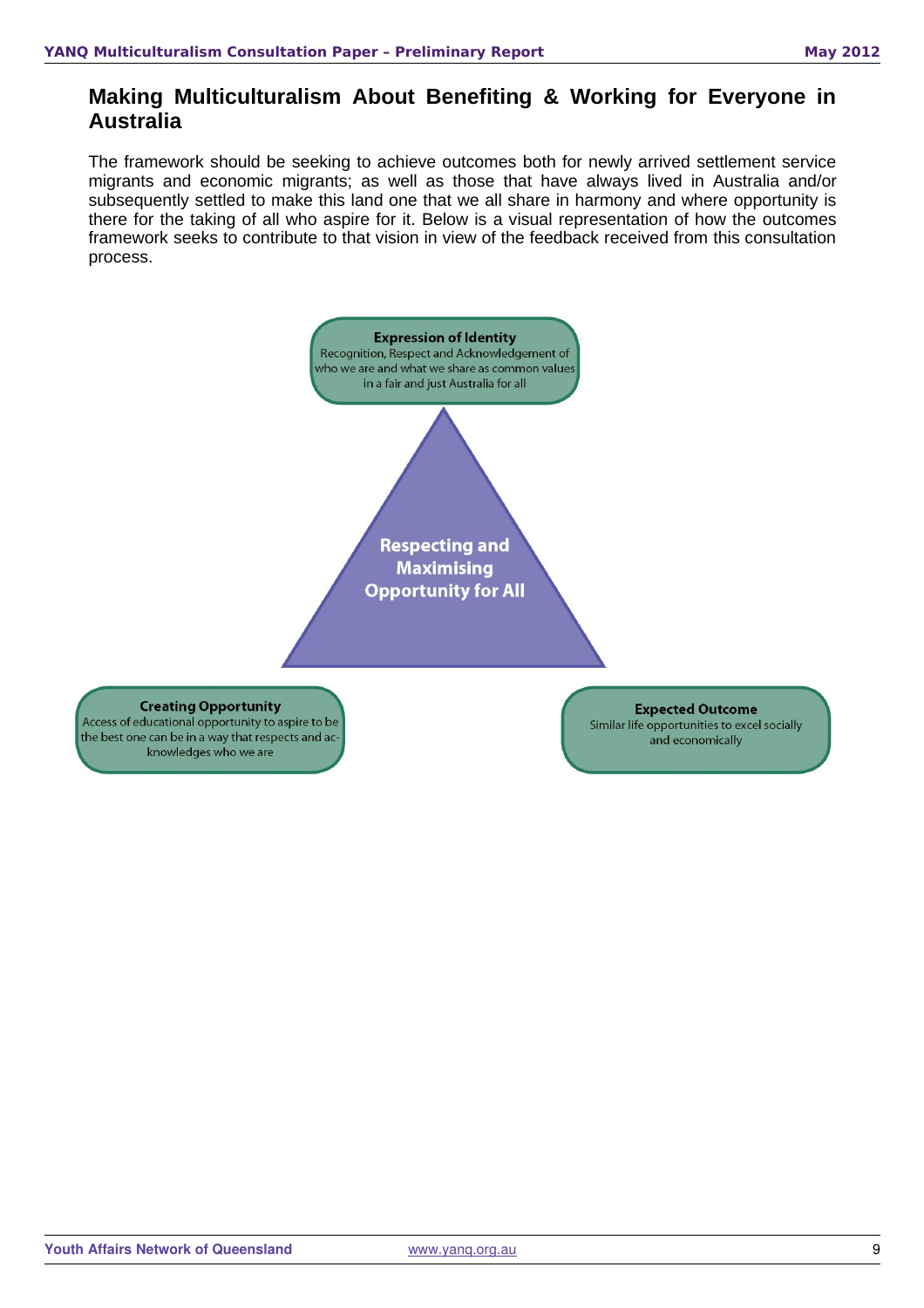## Making Multiculturalism About Benefiting & Working for Everyone in Australia

The framework should be seeking to achieve outcomes both for newly arrived settlement service migrants and economic migrants; as well as those that have always lived in Australia and/or subsequently settled to make this land one that we all share in harmony and where opportunity is there for the taking of all who aspire for it. Below is a visual representation of how the outcomes framework seeks to contribute to that vision in view of the feedback received from this consultation process.

**Expression of Identity**
Recognition, Respect and Acknowledgement of who we are and what we share as common values in a fair and just Australia for all

**Respecting and Maximising Opportunity for All**

**Creating Opportunity**
Access of educational opportunity to aspire to be the best one can be in a way that respects and acknowledges who we are

**Expected Outcome**
Similar life opportunities to excel socially and economically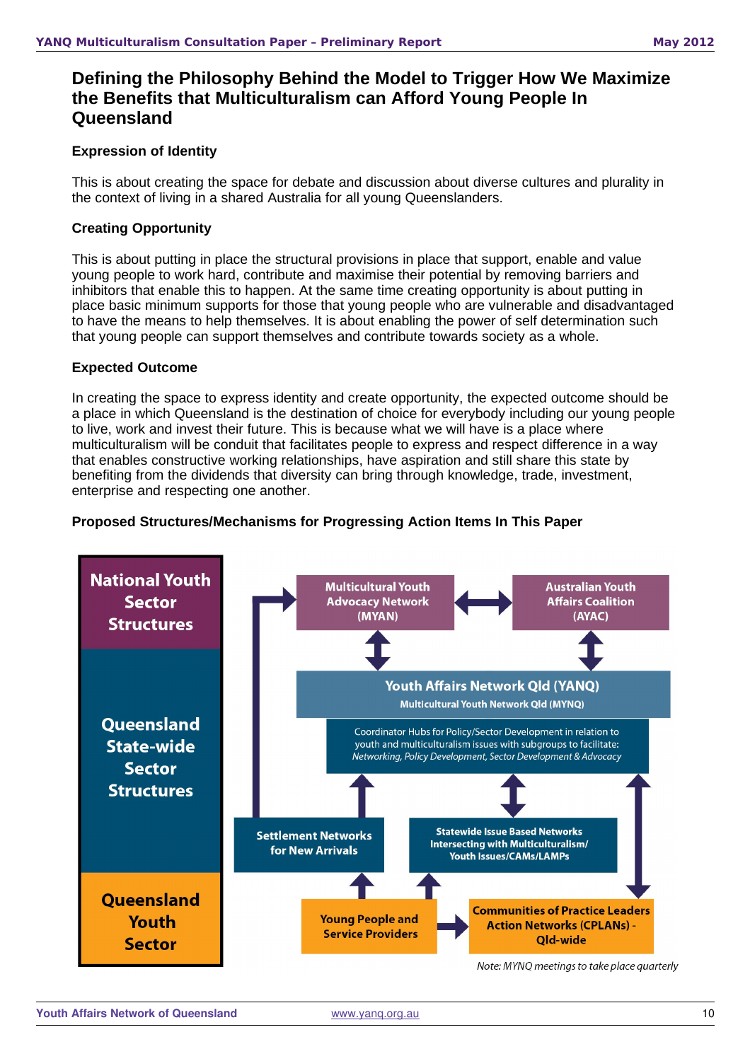# Defining the Philosophy Behind the Model to Trigger How We Maximize the Benefits that Multiculturalism can Afford Young People In Queensland

### Expression of Identity

This is about creating the space for debate and discussion about diverse cultures and plurality in the context of living in a shared Australia for all young Queenslanders.

### Creating Opportunity

This is about putting in place the structural provisions in place that support, enable and value young people to work hard, contribute and maximise their potential by removing barriers and inhibitors that enable this to happen. At the same time creating opportunity is about putting in place basic minimum supports for those that young people who are vulnerable and disadvantaged to have the means to help themselves. It is about enabling the power of self determination such that young people can support themselves and contribute towards society as a whole.

### Expected Outcome

In creating the space to express identity and create opportunity, the expected outcome should be a place in which Queensland is the destination of choice for everybody including our young people to live, work and invest their future. This is because what we will have is a place where multiculturalism will be conduit that facilitates people to express and respect difference in a way that enables constructive working relationships, have aspiration and still share this state by benefiting from the dividends that diversity can bring through knowledge, trade, investment, enterprise and respecting one another.

### Proposed Structures/Mechanisms for Progressing Action Items In This Paper

**National Youth Sector Structures**

- Multicultural Youth Advocacy Network (MYAN) ↔ Australian Youth Affairs Coalition (AYAC)

**Queensland State-wide Sector Structures**

- Youth Affairs Network Qld (YANQ)
  - Multicultural Youth Network Qld (MYNQ)
  - Coordinator Hubs for Policy/Sector Development in relation to youth and multiculturalism issues with subgroups to facilitate: *Networking, Policy Development, Sector Development & Advocacy*
- Settlement Networks for New Arrivals
- Statewide Issue Based Networks Intersecting with Multiculturalism/ Youth Issues/CAMs/LAMPs

**Queensland Youth Sector**

- Young People and Service Providers → Communities of Practice Leaders Action Networks (CPLANs) - Qld-wide

*Note: MYNQ meetings to take place quarterly*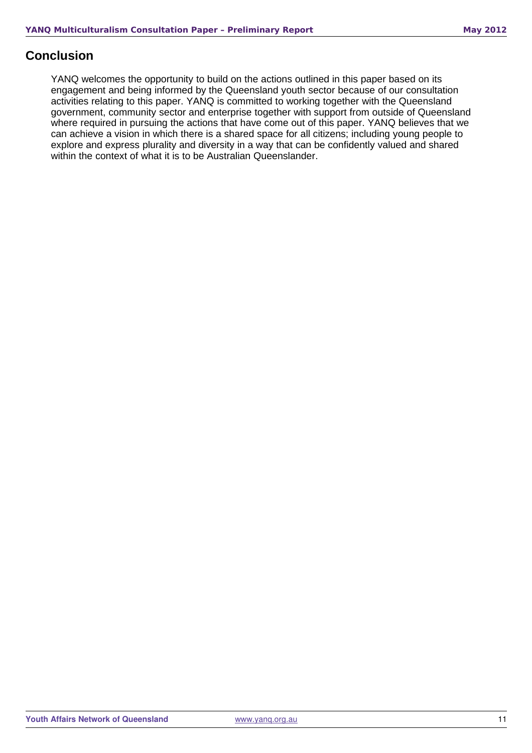## Conclusion

YANQ welcomes the opportunity to build on the actions outlined in this paper based on its engagement and being informed by the Queensland youth sector because of our consultation activities relating to this paper. YANQ is committed to working together with the Queensland government, community sector and enterprise together with support from outside of Queensland where required in pursuing the actions that have come out of this paper. YANQ believes that we can achieve a vision in which there is a shared space for all citizens; including young people to explore and express plurality and diversity in a way that can be confidently valued and shared within the context of what it is to be Australian Queenslander.